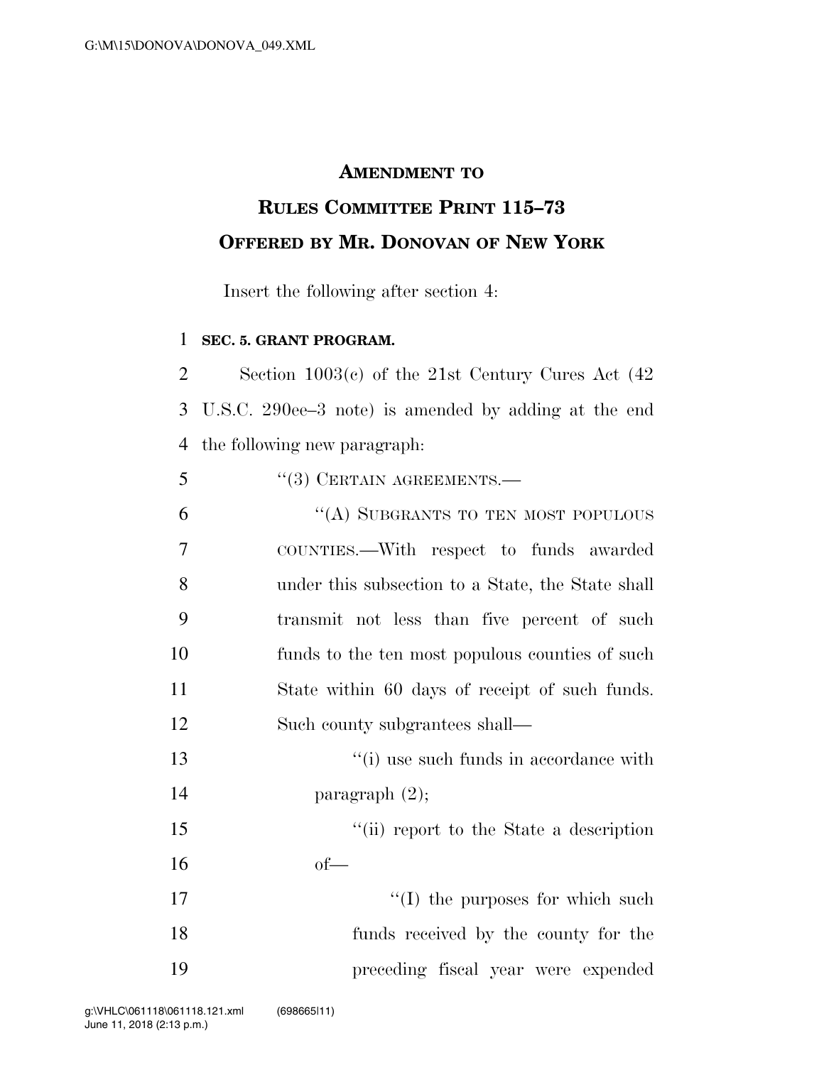## AMENDMENT TO RULES COMMITTEE PRINT 115–73 OFFERED BY MR. DONOVAN OF NEW YORK

Insert the following after section 4:

**SEC. 5. GRANT PROGRAM.**

Section 1003(c) of the 21st Century Cures Act (42 U.S.C. 290ee–3 note) is amended by adding at the end the following new paragraph:

> ''(3) CERTAIN AGREEMENTS.—
>
> ''(A) SUBGRANTS TO TEN MOST POPULOUS COUNTIES.—With respect to funds awarded under this subsection to a State, the State shall transmit not less than five percent of such funds to the ten most populous counties of such State within 60 days of receipt of such funds. Such county subgrantees shall—
>
> ''(i) use such funds in accordance with paragraph (2);
>
> ''(ii) report to the State a description of—
>
> ''(I) the purposes for which such funds received by the county for the preceding fiscal year were expended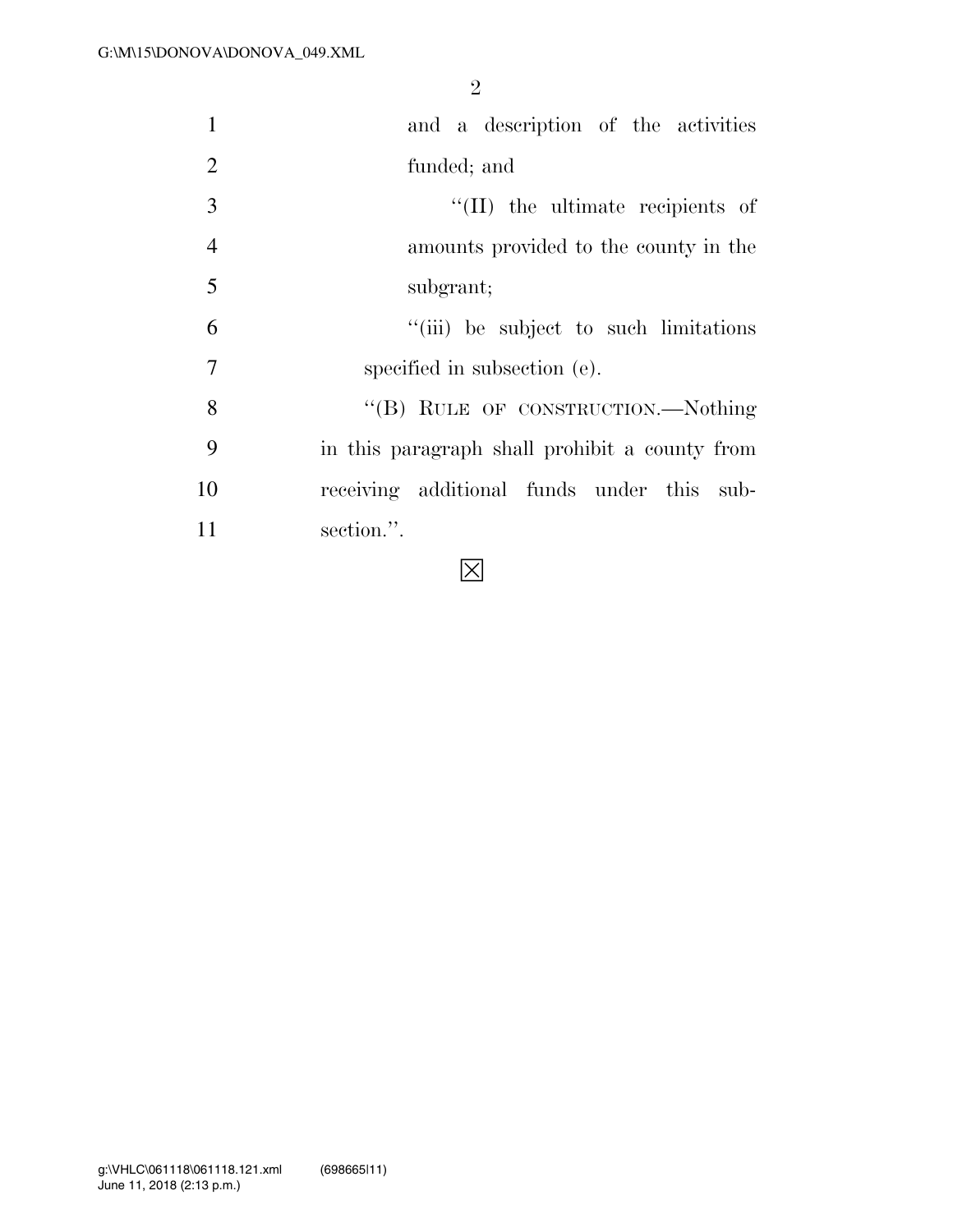and a description of the activities funded; and

''(II) the ultimate recipients of amounts provided to the county in the subgrant;

''(iii) be subject to such limitations specified in subsection (e).

''(B) RULE OF CONSTRUCTION.—Nothing in this paragraph shall prohibit a county from receiving additional funds under this subsection.''.